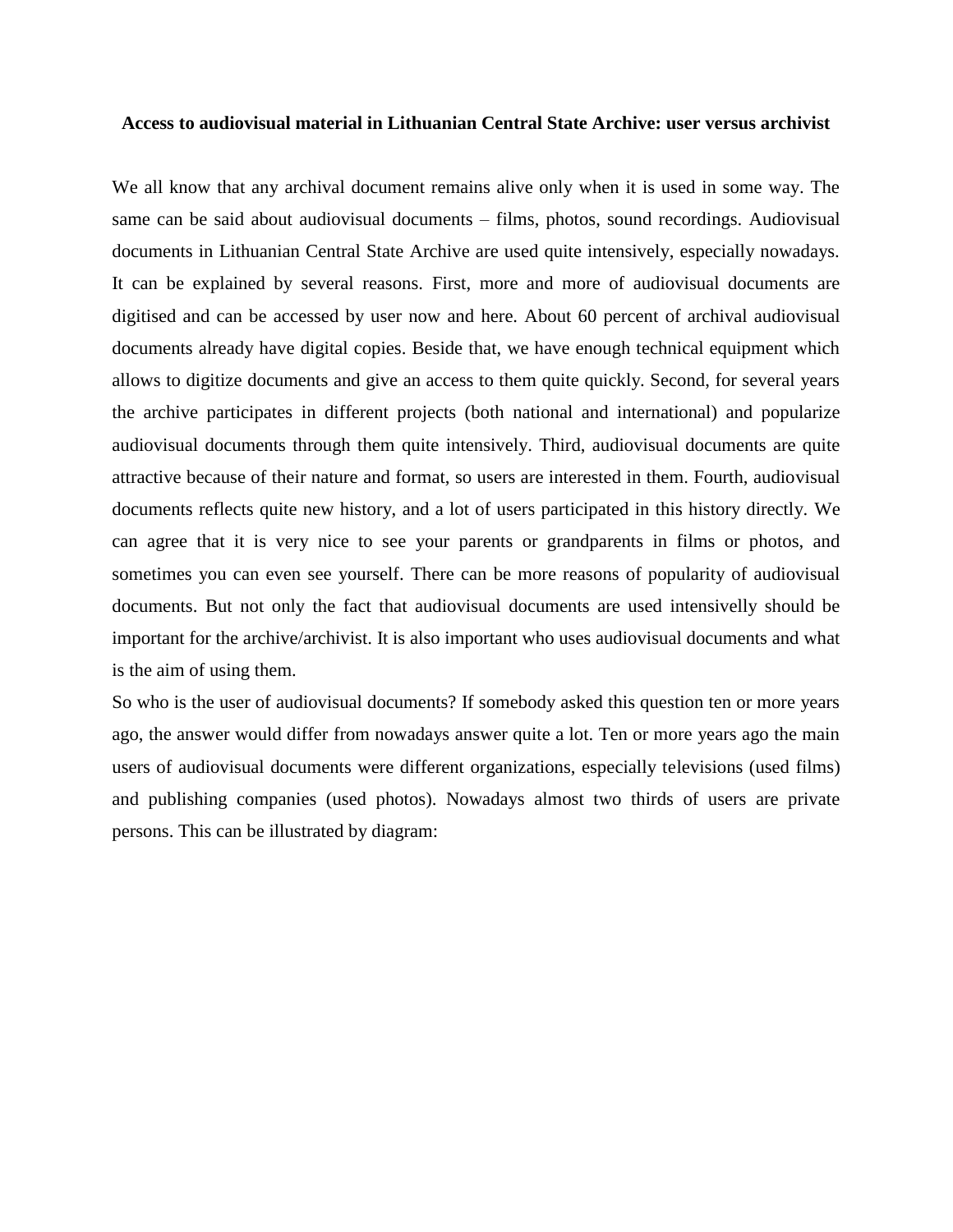**Access to audiovisual material in Lithuanian Central State Archive: user versus archivist**

We all know that any archival document remains alive only when it is used in some way. The same can be said about audiovisual documents – films, photos, sound recordings. Audiovisual documents in Lithuanian Central State Archive are used quite intensively, especially nowadays. It can be explained by several reasons. First, more and more of audiovisual documents are digitised and can be accessed by user now and here. About 60 percent of archival audiovisual documents already have digital copies. Beside that, we have enough technical equipment which allows to digitize documents and give an access to them quite quickly. Second, for several years the archive participates in different projects (both national and international) and popularize audiovisual documents through them quite intensively. Third, audiovisual documents are quite attractive because of their nature and format, so users are interested in them. Fourth, audiovisual documents reflects quite new history, and a lot of users participated in this history directly. We can agree that it is very nice to see your parents or grandparents in films or photos, and sometimes you can even see yourself. There can be more reasons of popularity of audiovisual documents. But not only the fact that audiovisual documents are used intensivelly should be important for the archive/archivist. It is also important who uses audiovisual documents and what is the aim of using them.

So who is the user of audiovisual documents? If somebody asked this question ten or more years ago, the answer would differ from nowadays answer quite a lot. Ten or more years ago the main users of audiovisual documents were different organizations, especially televisions (used films) and publishing companies (used photos). Nowadays almost two thirds of users are private persons. This can be illustrated by diagram: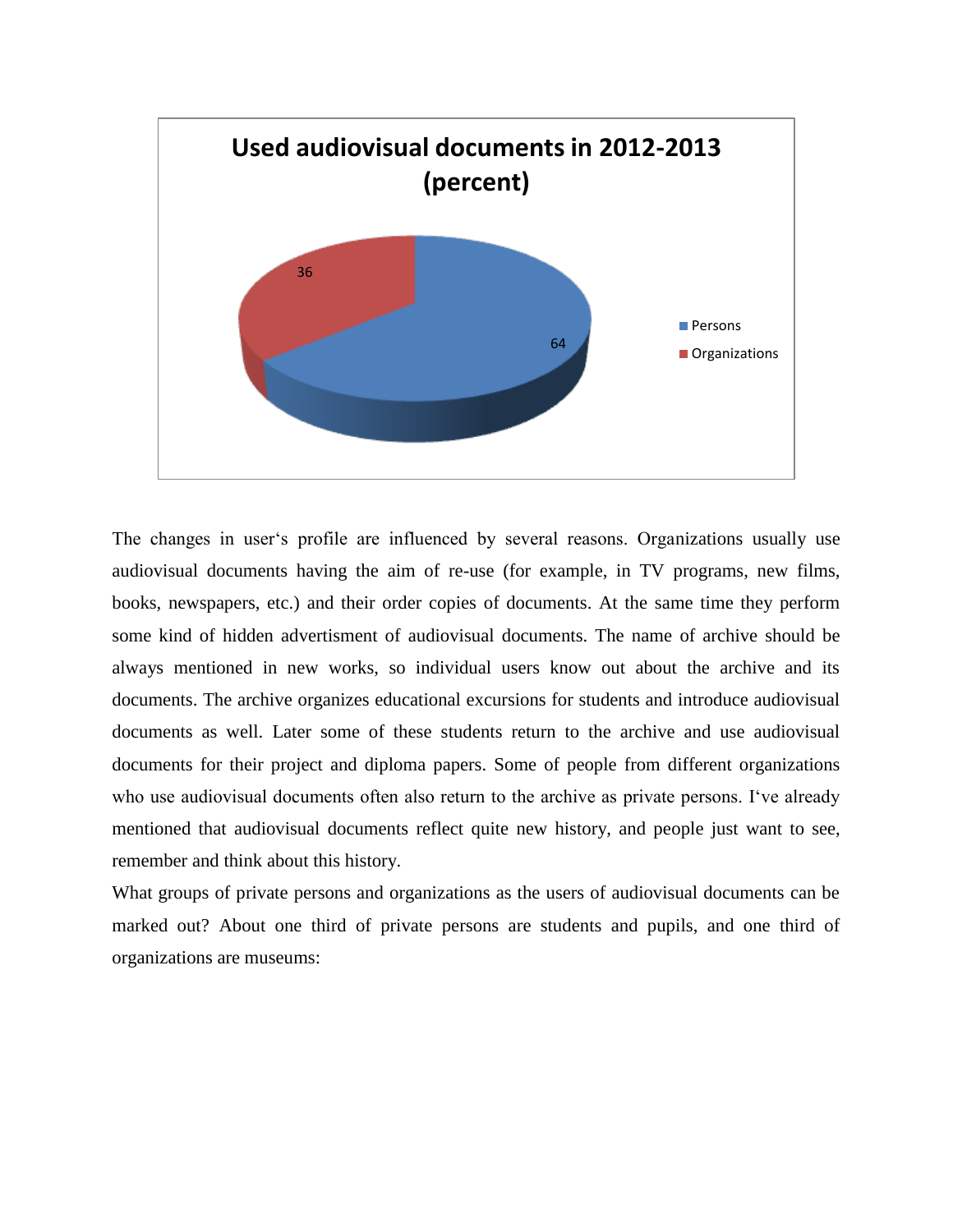**Used audiovisual documents in 2012-2013 (percent)**

| Users | Percent |
|---|---|
| Persons | 64 |
| Organizations | 36 |

The changes in user‘s profile are influenced by several reasons. Organizations usually use audiovisual documents having the aim of re-use (for example, in TV programs, new films, books, newspapers, etc.) and their order copies of documents. At the same time they perform some kind of hidden advertisment of audiovisual documents. The name of archive should be always mentioned in new works, so individual users know out about the archive and its documents. The archive organizes educational excursions for students and introduce audiovisual documents as well. Later some of these students return to the archive and use audiovisual documents for their project and diploma papers. Some of people from different organizations who use audiovisual documents often also return to the archive as private persons. I‘ve already mentioned that audiovisual documents reflect quite new history, and people just want to see, remember and think about this history.

What groups of private persons and organizations as the users of audiovisual documents can be marked out? About one third of private persons are students and pupils, and one third of organizations are museums: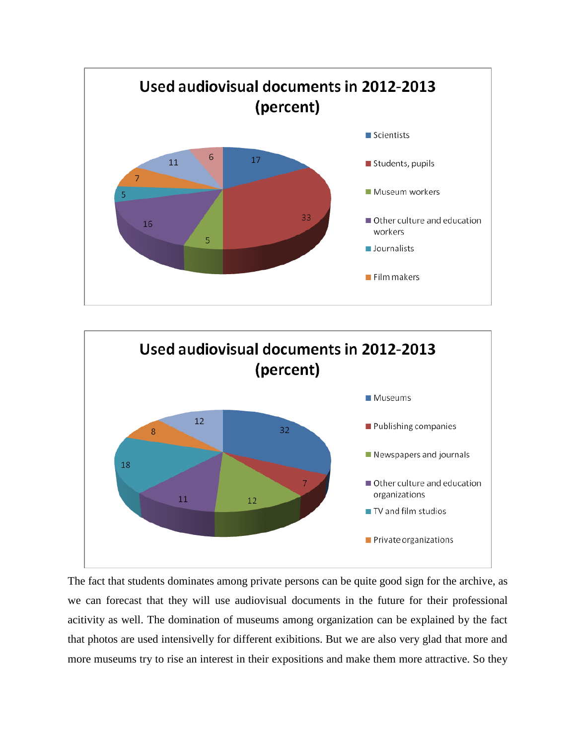**Used audiovisual documents in 2012-2013 (percent)**

| Category | Percent |
|---|---|
| Scientists | 17 |
| Students, pupils | 33 |
| Museum workers | 5 |
| Other culture and education workers | 16 |
| Journalists | 5 |
| Film makers | 7 |
| | 11 |
| | 6 |

**Used audiovisual documents in 2012-2013 (percent)**

| Category | Percent |
|---|---|
| Museums | 32 |
| Publishing companies | 7 |
| Newspapers and journals | 12 |
| Other culture and education organizations | 11 |
| TV and film studios | 18 |
| Private organizations | 8 |
| | 12 |

The fact that students dominates among private persons can be quite good sign for the archive, as we can forecast that they will use audiovisual documents in the future for their professional acitivity as well. The domination of museums among organization can be explained by the fact that photos are used intensivelly for different exibitions. But we are also very glad that more and more museums try to rise an interest in their expositions and make them more attractive. So they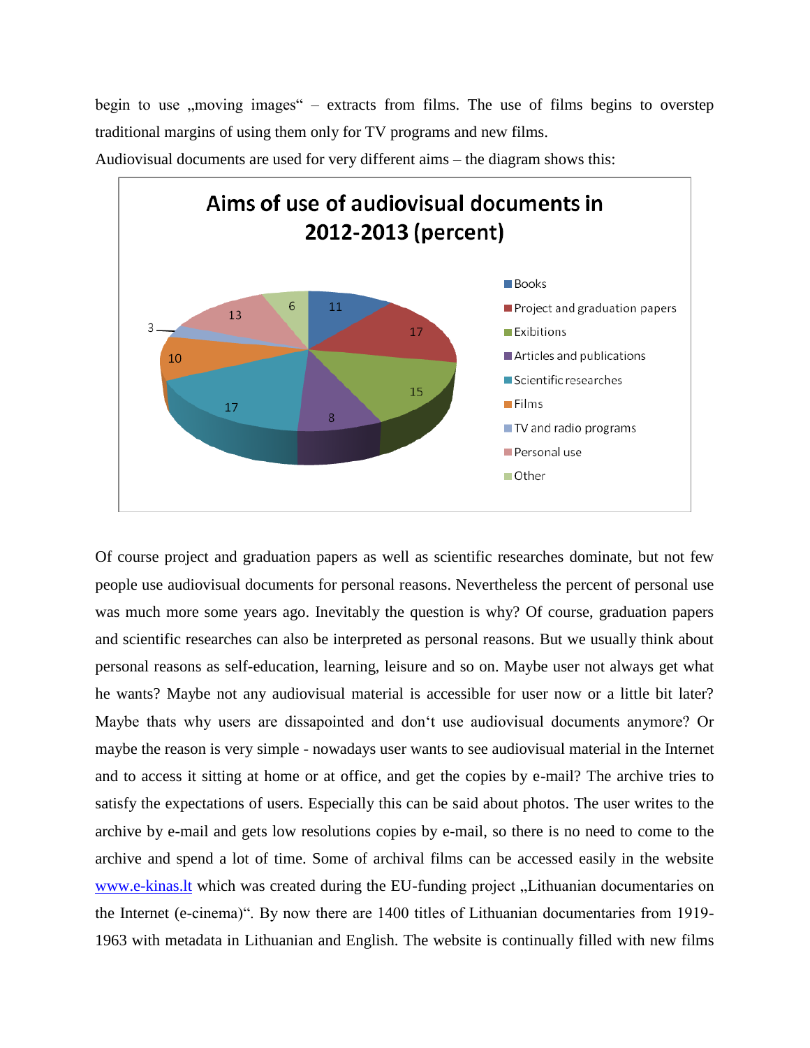begin to use „moving images" – extracts from films. The use of films begins to overstep traditional margins of using them only for TV programs and new films.

Audiovisual documents are used for very different aims – the diagram shows this:

**Aims of use of audiovisual documents in 2012-2013 (percent)**

| Aim | Percent |
| --- | --- |
| Books | 11 |
| Project and graduation papers | 17 |
| Exibitions | 15 |
| Articles and publications | 8 |
| Scientific researches | 17 |
| Films | 10 |
| TV and radio programs | 3 |
| Personal use | 13 |
| Other | 6 |

Of course project and graduation papers as well as scientific researches dominate, but not few people use audiovisual documents for personal reasons. Nevertheless the percent of personal use was much more some years ago. Inevitably the question is why? Of course, graduation papers and scientific researches can also be interpreted as personal reasons. But we usually think about personal reasons as self-education, learning, leisure and so on. Maybe user not always get what he wants? Maybe not any audiovisual material is accessible for user now or a little bit later? Maybe thats why users are dissapointed and don't use audiovisual documents anymore? Or maybe the reason is very simple - nowadays user wants to see audiovisual material in the Internet and to access it sitting at home or at office, and get the copies by e-mail? The archive tries to satisfy the expectations of users. Especially this can be said about photos. The user writes to the archive by e-mail and gets low resolutions copies by e-mail, so there is no need to come to the archive and spend a lot of time. Some of archival films can be accessed easily in the website [www.e-kinas.lt](http://www.e-kinas.lt) which was created during the EU-funding project „Lithuanian documentaries on the Internet (e-cinema)". By now there are 1400 titles of Lithuanian documentaries from 1919-1963 with metadata in Lithuanian and English. The website is continually filled with new films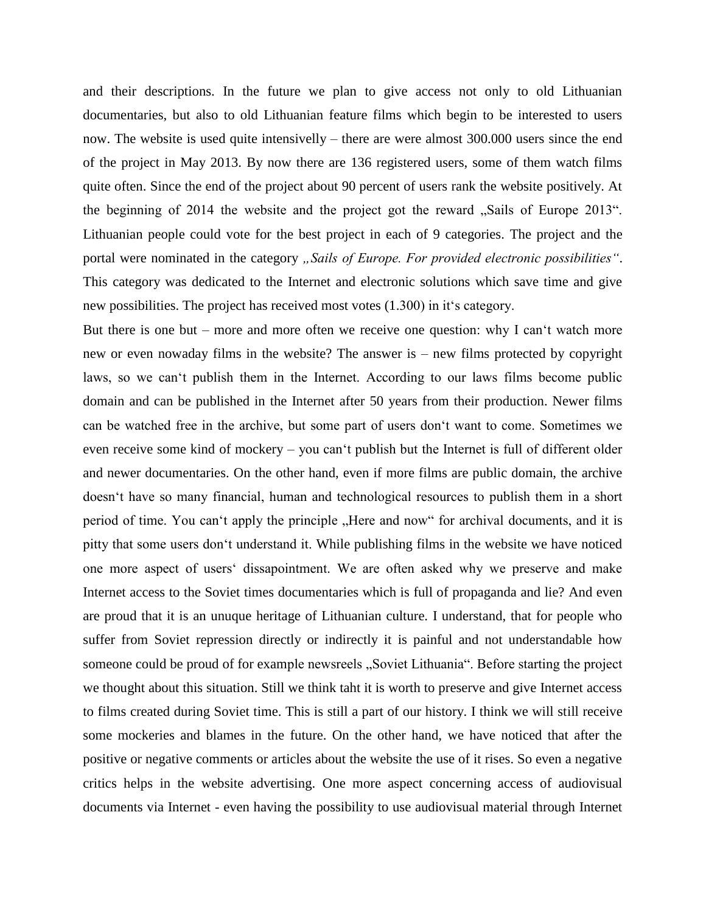and their descriptions. In the future we plan to give access not only to old Lithuanian documentaries, but also to old Lithuanian feature films which begin to be interested to users now. The website is used quite intensivelly – there are were almost 300.000 users since the end of the project in May 2013. By now there are 136 registered users, some of them watch films quite often. Since the end of the project about 90 percent of users rank the website positively. At the beginning of 2014 the website and the project got the reward „Sails of Europe 2013". Lithuanian people could vote for the best project in each of 9 categories. The project and the portal were nominated in the category *„Sails of Europe. For provided electronic possibilities"*. This category was dedicated to the Internet and electronic solutions which save time and give new possibilities. The project has received most votes (1.300) in it‘s category.

But there is one but – more and more often we receive one question: why I can‘t watch more new or even nowaday films in the website? The answer is – new films protected by copyright laws, so we can‘t publish them in the Internet. According to our laws films become public domain and can be published in the Internet after 50 years from their production. Newer films can be watched free in the archive, but some part of users don‘t want to come. Sometimes we even receive some kind of mockery – you can‘t publish but the Internet is full of different older and newer documentaries. On the other hand, even if more films are public domain, the archive doesn‘t have so many financial, human and technological resources to publish them in a short period of time. You can‘t apply the principle „Here and now" for archival documents, and it is pitty that some users don‘t understand it. While publishing films in the website we have noticed one more aspect of users‘ dissapointment. We are often asked why we preserve and make Internet access to the Soviet times documentaries which is full of propaganda and lie? And even are proud that it is an unuque heritage of Lithuanian culture. I understand, that for people who suffer from Soviet repression directly or indirectly it is painful and not understandable how someone could be proud of for example newsreels „Soviet Lithuania". Before starting the project we thought about this situation. Still we think taht it is worth to preserve and give Internet access to films created during Soviet time. This is still a part of our history. I think we will still receive some mockeries and blames in the future. On the other hand, we have noticed that after the positive or negative comments or articles about the website the use of it rises. So even a negative critics helps in the website advertising. One more aspect concerning access of audiovisual documents via Internet - even having the possibility to use audiovisual material through Internet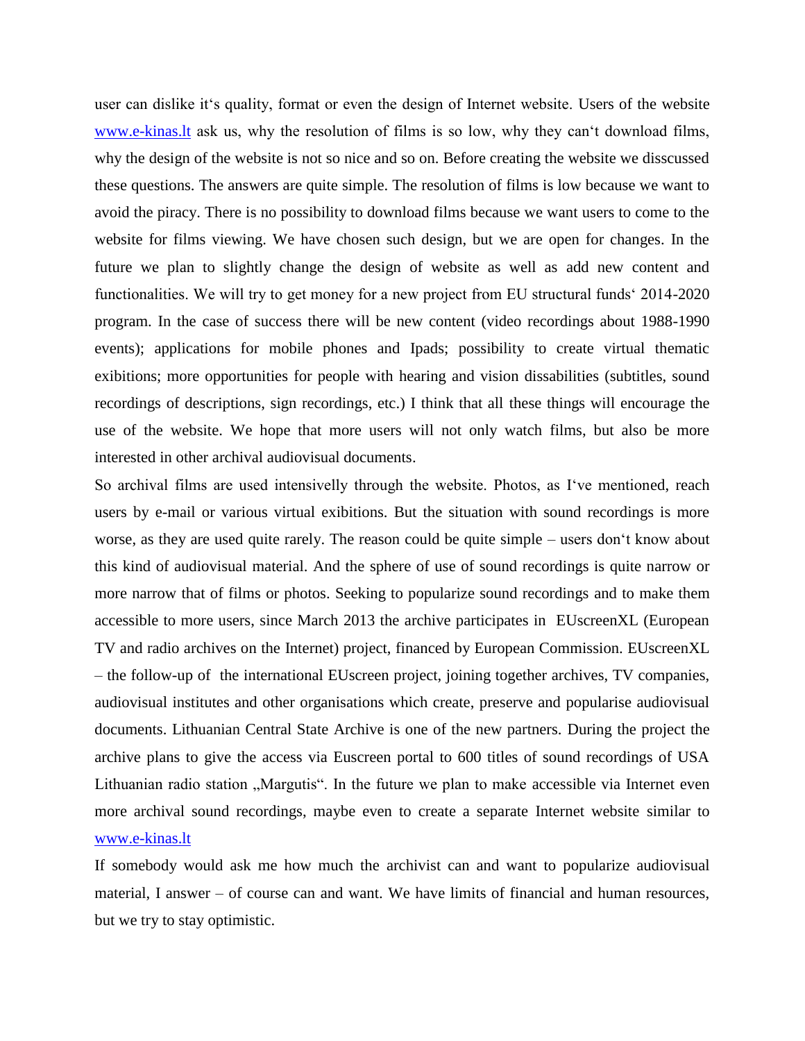user can dislike it‘s quality, format or even the design of Internet website. Users of the website [www.e-kinas.lt](http://www.e-kinas.lt) ask us, why the resolution of films is so low, why they can‘t download films, why the design of the website is not so nice and so on. Before creating the website we disscussed these questions. The answers are quite simple. The resolution of films is low because we want to avoid the piracy. There is no possibility to download films because we want users to come to the website for films viewing. We have chosen such design, but we are open for changes. In the future we plan to slightly change the design of website as well as add new content and functionalities. We will try to get money for a new project from EU structural funds‘ 2014-2020 program. In the case of success there will be new content (video recordings about 1988-1990 events); applications for mobile phones and Ipads; possibility to create virtual thematic exibitions; more opportunities for people with hearing and vision dissabilities (subtitles, sound recordings of descriptions, sign recordings, etc.) I think that all these things will encourage the use of the website. We hope that more users will not only watch films, but also be more interested in other archival audiovisual documents.

So archival films are used intensivelly through the website. Photos, as I‘ve mentioned, reach users by e-mail or various virtual exibitions. But the situation with sound recordings is more worse, as they are used quite rarely. The reason could be quite simple – users don‘t know about this kind of audiovisual material. And the sphere of use of sound recordings is quite narrow or more narrow that of films or photos. Seeking to popularize sound recordings and to make them accessible to more users, since March 2013 the archive participates in EUscreenXL (European TV and radio archives on the Internet) project, financed by European Commission. EUscreenXL – the follow-up of the international EUscreen project, joining together archives, TV companies, audiovisual institutes and other organisations which create, preserve and popularise audiovisual documents. Lithuanian Central State Archive is one of the new partners. During the project the archive plans to give the access via Euscreen portal to 600 titles of sound recordings of USA Lithuanian radio station „Margutis“. In the future we plan to make accessible via Internet even more archival sound recordings, maybe even to create a separate Internet website similar to [www.e-kinas.lt](http://www.e-kinas.lt)

If somebody would ask me how much the archivist can and want to popularize audiovisual material, I answer – of course can and want. We have limits of financial and human resources, but we try to stay optimistic.